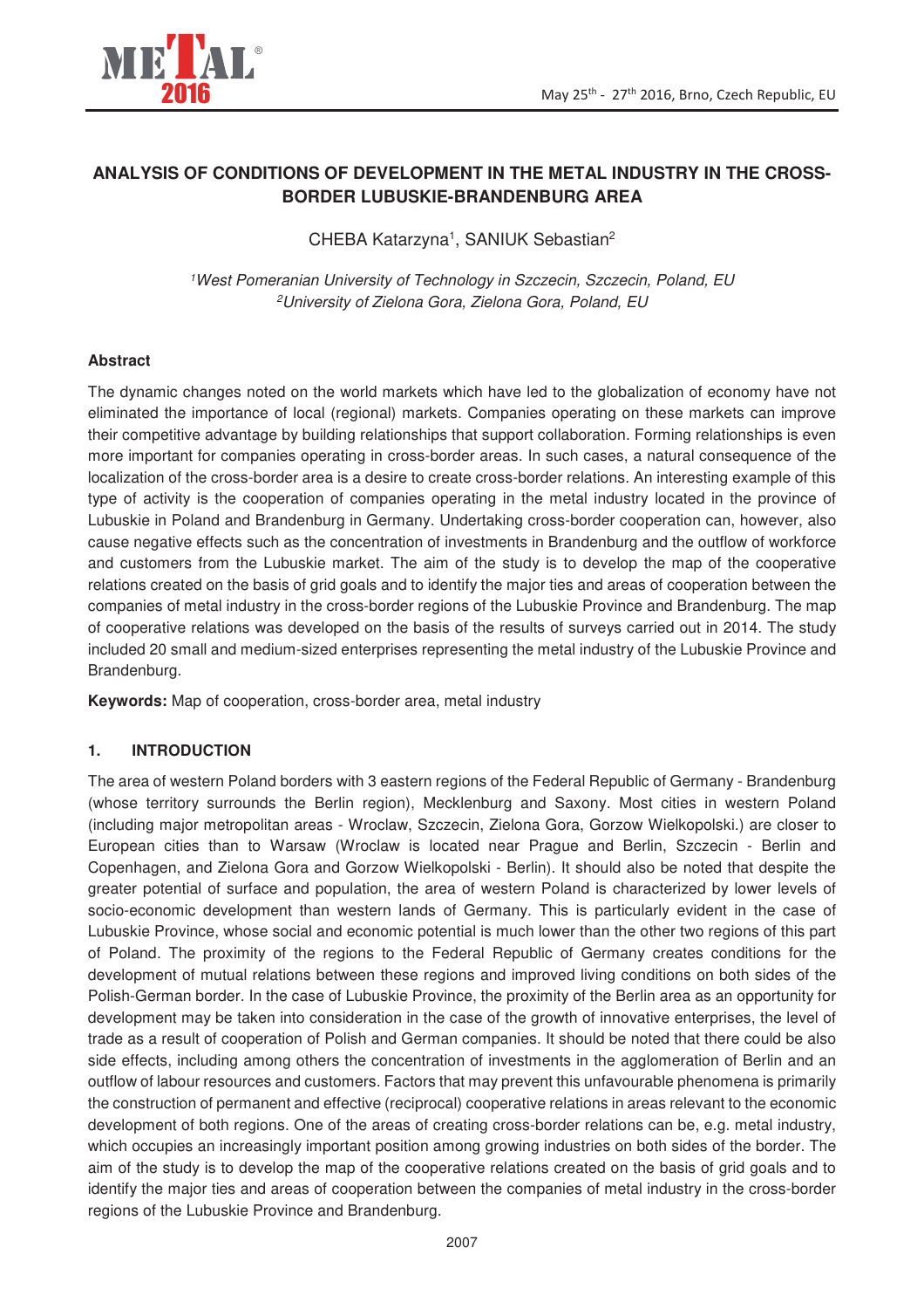# ANALYSIS OF CONDITIONS OF DEVELOPMENT IN THE METAL INDUSTRY IN THE CROSS-BORDER LUBUSKIE-BRANDENBURG AREA

CHEBA Katarzyna[1], SANIUK Sebastian[2]

[1] *West Pomeranian University of Technology in Szczecin, Szczecin, Poland, EU*
[2] *University of Zielona Gora, Zielona Gora, Poland, EU*

### Abstract

The dynamic changes noted on the world markets which have led to the globalization of economy have not eliminated the importance of local (regional) markets. Companies operating on these markets can improve their competitive advantage by building relationships that support collaboration. Forming relationships is even more important for companies operating in cross-border areas. In such cases, a natural consequence of the localization of the cross-border area is a desire to create cross-border relations. An interesting example of this type of activity is the cooperation of companies operating in the metal industry located in the province of Lubuskie in Poland and Brandenburg in Germany. Undertaking cross-border cooperation can, however, also cause negative effects such as the concentration of investments in Brandenburg and the outflow of workforce and customers from the Lubuskie market. The aim of the study is to develop the map of the cooperative relations created on the basis of grid goals and to identify the major ties and areas of cooperation between the companies of metal industry in the cross-border regions of the Lubuskie Province and Brandenburg. The map of cooperative relations was developed on the basis of the results of surveys carried out in 2014. The study included 20 small and medium-sized enterprises representing the metal industry of the Lubuskie Province and Brandenburg.

**Keywords:** Map of cooperation, cross-border area, metal industry

## 1. INTRODUCTION

The area of western Poland borders with 3 eastern regions of the Federal Republic of Germany - Brandenburg (whose territory surrounds the Berlin region), Mecklenburg and Saxony. Most cities in western Poland (including major metropolitan areas - Wroclaw, Szczecin, Zielona Gora, Gorzow Wielkopolski.) are closer to European cities than to Warsaw (Wroclaw is located near Prague and Berlin, Szczecin - Berlin and Copenhagen, and Zielona Gora and Gorzow Wielkopolski - Berlin). It should also be noted that despite the greater potential of surface and population, the area of western Poland is characterized by lower levels of socio-economic development than western lands of Germany. This is particularly evident in the case of Lubuskie Province, whose social and economic potential is much lower than the other two regions of this part of Poland. The proximity of the regions to the Federal Republic of Germany creates conditions for the development of mutual relations between these regions and improved living conditions on both sides of the Polish-German border. In the case of Lubuskie Province, the proximity of the Berlin area as an opportunity for development may be taken into consideration in the case of the growth of innovative enterprises, the level of trade as a result of cooperation of Polish and German companies. It should be noted that there could be also side effects, including among others the concentration of investments in the agglomeration of Berlin and an outflow of labour resources and customers. Factors that may prevent this unfavourable phenomena is primarily the construction of permanent and effective (reciprocal) cooperative relations in areas relevant to the economic development of both regions. One of the areas of creating cross-border relations can be, e.g. metal industry, which occupies an increasingly important position among growing industries on both sides of the border. The aim of the study is to develop the map of the cooperative relations created on the basis of grid goals and to identify the major ties and areas of cooperation between the companies of metal industry in the cross-border regions of the Lubuskie Province and Brandenburg.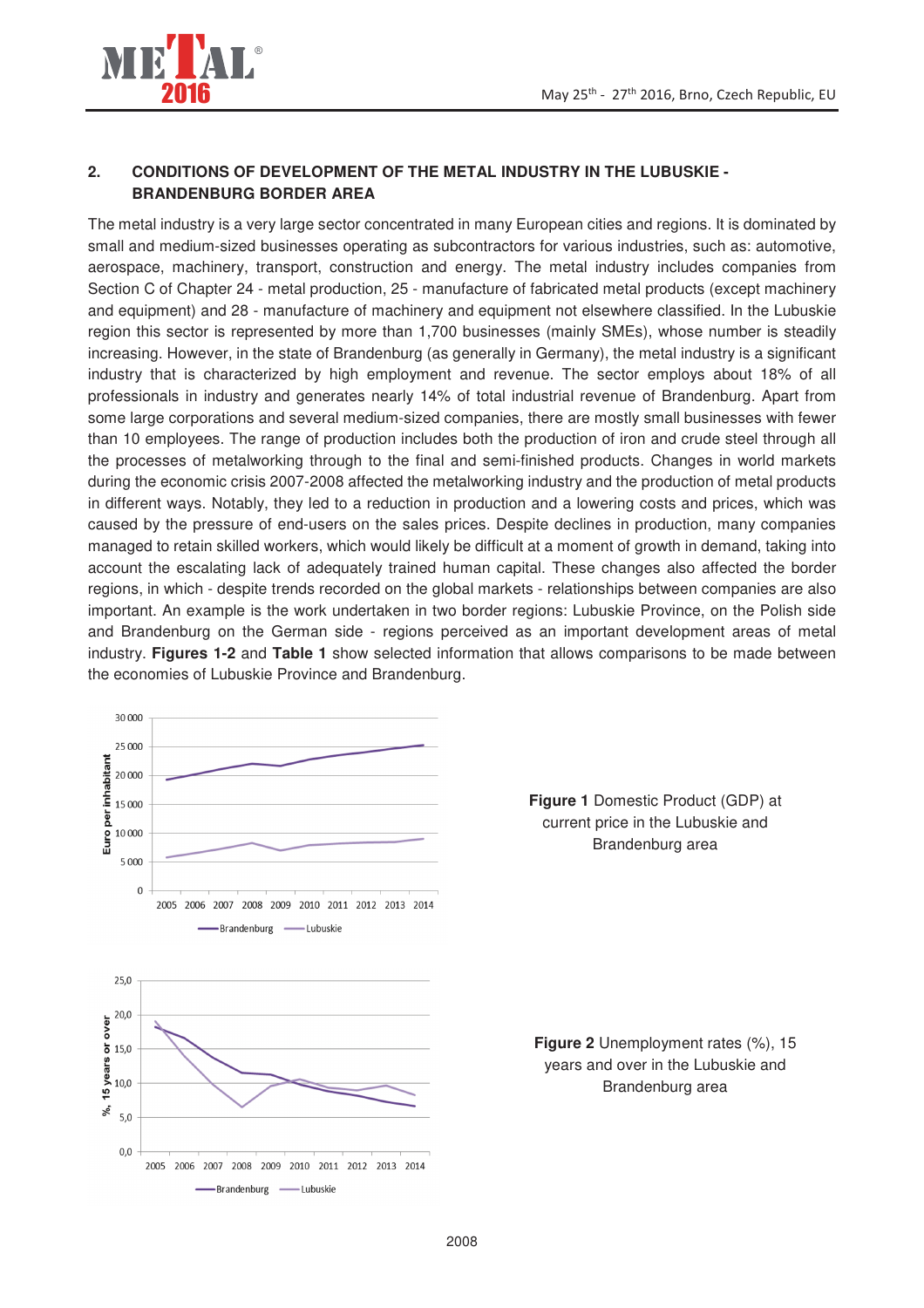## 2. CONDITIONS OF DEVELOPMENT OF THE METAL INDUSTRY IN THE LUBUSKIE - BRANDENBURG BORDER AREA

The metal industry is a very large sector concentrated in many European cities and regions. It is dominated by small and medium-sized businesses operating as subcontractors for various industries, such as: automotive, aerospace, machinery, transport, construction and energy. The metal industry includes companies from Section C of Chapter 24 - metal production, 25 - manufacture of fabricated metal products (except machinery and equipment) and 28 - manufacture of machinery and equipment not elsewhere classified. In the Lubuskie region this sector is represented by more than 1,700 businesses (mainly SMEs), whose number is steadily increasing. However, in the state of Brandenburg (as generally in Germany), the metal industry is a significant industry that is characterized by high employment and revenue. The sector employs about 18% of all professionals in industry and generates nearly 14% of total industrial revenue of Brandenburg. Apart from some large corporations and several medium-sized companies, there are mostly small businesses with fewer than 10 employees. The range of production includes both the production of iron and crude steel through all the processes of metalworking through to the final and semi-finished products. Changes in world markets during the economic crisis 2007-2008 affected the metalworking industry and the production of metal products in different ways. Notably, they led to a reduction in production and a lowering costs and prices, which was caused by the pressure of end-users on the sales prices. Despite declines in production, many companies managed to retain skilled workers, which would likely be difficult at a moment of growth in demand, taking into account the escalating lack of adequately trained human capital. These changes also affected the border regions, in which - despite trends recorded on the global markets - relationships between companies are also important. An example is the work undertaken in two border regions: Lubuskie Province, on the Polish side and Brandenburg on the German side - regions perceived as an important development areas of metal industry. **Figures 1-2** and **Table 1** show selected information that allows comparisons to be made between the economies of Lubuskie Province and Brandenburg.

**Figure 1** Domestic Product (GDP) at current price in the Lubuskie and Brandenburg area

**Figure 2** Unemployment rates (%), 15 years and over in the Lubuskie and Brandenburg area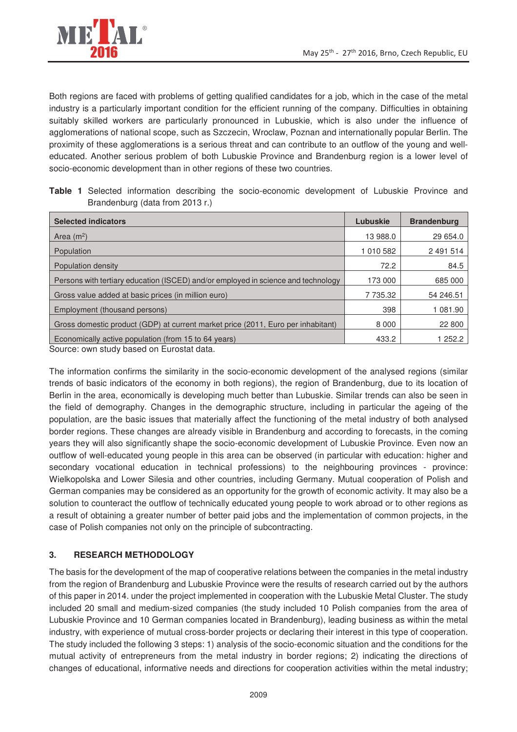Both regions are faced with problems of getting qualified candidates for a job, which in the case of the metal industry is a particularly important condition for the efficient running of the company. Difficulties in obtaining suitably skilled workers are particularly pronounced in Lubuskie, which is also under the influence of agglomerations of national scope, such as Szczecin, Wroclaw, Poznan and internationally popular Berlin. The proximity of these agglomerations is a serious threat and can contribute to an outflow of the young and well-educated. Another serious problem of both Lubuskie Province and Brandenburg region is a lower level of socio-economic development than in other regions of these two countries.

**Table 1** Selected information describing the socio-economic development of Lubuskie Province and Brandenburg (data from 2013 r.)

| Selected indicators | Lubuskie | Brandenburg |
|---|---|---|
| Area ($m^2$) | 13 988.0 | 29 654.0 |
| Population | 1 010 582 | 2 491 514 |
| Population density | 72.2 | 84.5 |
| Persons with tertiary education (ISCED) and/or employed in science and technology | 173 000 | 685 000 |
| Gross value added at basic prices (in million euro) | 7 735.32 | 54 246.51 |
| Employment (thousand persons) | 398 | 1 081.90 |
| Gross domestic product (GDP) at current market price (2011, Euro per inhabitant) | 8 000 | 22 800 |
| Economically active population (from 15 to 64 years) | 433.2 | 1 252.2 |

Source: own study based on Eurostat data.

The information confirms the similarity in the socio-economic development of the analysed regions (similar trends of basic indicators of the economy in both regions), the region of Brandenburg, due to its location of Berlin in the area, economically is developing much better than Lubuskie. Similar trends can also be seen in the field of demography. Changes in the demographic structure, including in particular the ageing of the population, are the basic issues that materially affect the functioning of the metal industry of both analysed border regions. These changes are already visible in Brandenburg and according to forecasts, in the coming years they will also significantly shape the socio-economic development of Lubuskie Province. Even now an outflow of well-educated young people in this area can be observed (in particular with education: higher and secondary vocational education in technical professions) to the neighbouring provinces - province: Wielkopolska and Lower Silesia and other countries, including Germany. Mutual cooperation of Polish and German companies may be considered as an opportunity for the growth of economic activity. It may also be a solution to counteract the outflow of technically educated young people to work abroad or to other regions as a result of obtaining a greater number of better paid jobs and the implementation of common projects, in the case of Polish companies not only on the principle of subcontracting.

## 3. RESEARCH METHODOLOGY

The basis for the development of the map of cooperative relations between the companies in the metal industry from the region of Brandenburg and Lubuskie Province were the results of research carried out by the authors of this paper in 2014. under the project implemented in cooperation with the Lubuskie Metal Cluster. The study included 20 small and medium-sized companies (the study included 10 Polish companies from the area of Lubuskie Province and 10 German companies located in Brandenburg), leading business as within the metal industry, with experience of mutual cross-border projects or declaring their interest in this type of cooperation. The study included the following 3 steps: 1) analysis of the socio-economic situation and the conditions for the mutual activity of entrepreneurs from the metal industry in border regions; 2) indicating the directions of changes of educational, informative needs and directions for cooperation activities within the metal industry;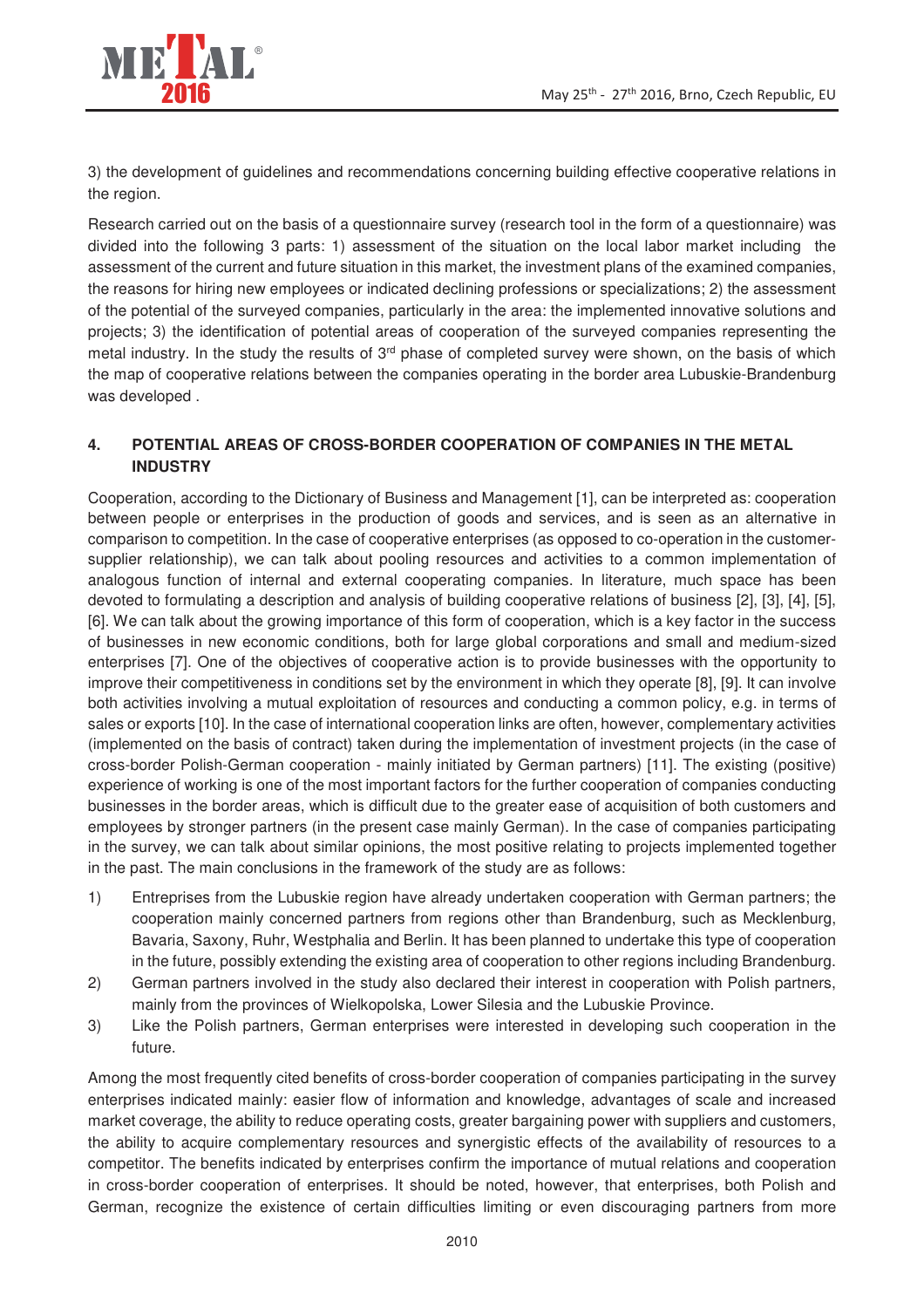3) the development of guidelines and recommendations concerning building effective cooperative relations in the region.

Research carried out on the basis of a questionnaire survey (research tool in the form of a questionnaire) was divided into the following 3 parts: 1) assessment of the situation on the local labor market including the assessment of the current and future situation in this market, the investment plans of the examined companies, the reasons for hiring new employees or indicated declining professions or specializations; 2) the assessment of the potential of the surveyed companies, particularly in the area: the implemented innovative solutions and projects; 3) the identification of potential areas of cooperation of the surveyed companies representing the metal industry. In the study the results of 3rd phase of completed survey were shown, on the basis of which the map of cooperative relations between the companies operating in the border area Lubuskie-Brandenburg was developed .

## 4. POTENTIAL AREAS OF CROSS-BORDER COOPERATION OF COMPANIES IN THE METAL INDUSTRY

Cooperation, according to the Dictionary of Business and Management [1], can be interpreted as: cooperation between people or enterprises in the production of goods and services, and is seen as an alternative in comparison to competition. In the case of cooperative enterprises (as opposed to co-operation in the customer-supplier relationship), we can talk about pooling resources and activities to a common implementation of analogous function of internal and external cooperating companies. In literature, much space has been devoted to formulating a description and analysis of building cooperative relations of business [2], [3], [4], [5], [6]. We can talk about the growing importance of this form of cooperation, which is a key factor in the success of businesses in new economic conditions, both for large global corporations and small and medium-sized enterprises [7]. One of the objectives of cooperative action is to provide businesses with the opportunity to improve their competitiveness in conditions set by the environment in which they operate [8], [9]. It can involve both activities involving a mutual exploitation of resources and conducting a common policy, e.g. in terms of sales or exports [10]. In the case of international cooperation links are often, however, complementary activities (implemented on the basis of contract) taken during the implementation of investment projects (in the case of cross-border Polish-German cooperation - mainly initiated by German partners) [11]. The existing (positive) experience of working is one of the most important factors for the further cooperation of companies conducting businesses in the border areas, which is difficult due to the greater ease of acquisition of both customers and employees by stronger partners (in the present case mainly German). In the case of companies participating in the survey, we can talk about similar opinions, the most positive relating to projects implemented together in the past. The main conclusions in the framework of the study are as follows:

1) Entreprises from the Lubuskie region have already undertaken cooperation with German partners; the cooperation mainly concerned partners from regions other than Brandenburg, such as Mecklenburg, Bavaria, Saxony, Ruhr, Westphalia and Berlin. It has been planned to undertake this type of cooperation in the future, possibly extending the existing area of cooperation to other regions including Brandenburg.
2) German partners involved in the study also declared their interest in cooperation with Polish partners, mainly from the provinces of Wielkopolska, Lower Silesia and the Lubuskie Province.
3) Like the Polish partners, German enterprises were interested in developing such cooperation in the future.

Among the most frequently cited benefits of cross-border cooperation of companies participating in the survey enterprises indicated mainly: easier flow of information and knowledge, advantages of scale and increased market coverage, the ability to reduce operating costs, greater bargaining power with suppliers and customers, the ability to acquire complementary resources and synergistic effects of the availability of resources to a competitor. The benefits indicated by enterprises confirm the importance of mutual relations and cooperation in cross-border cooperation of enterprises. It should be noted, however, that enterprises, both Polish and German, recognize the existence of certain difficulties limiting or even discouraging partners from more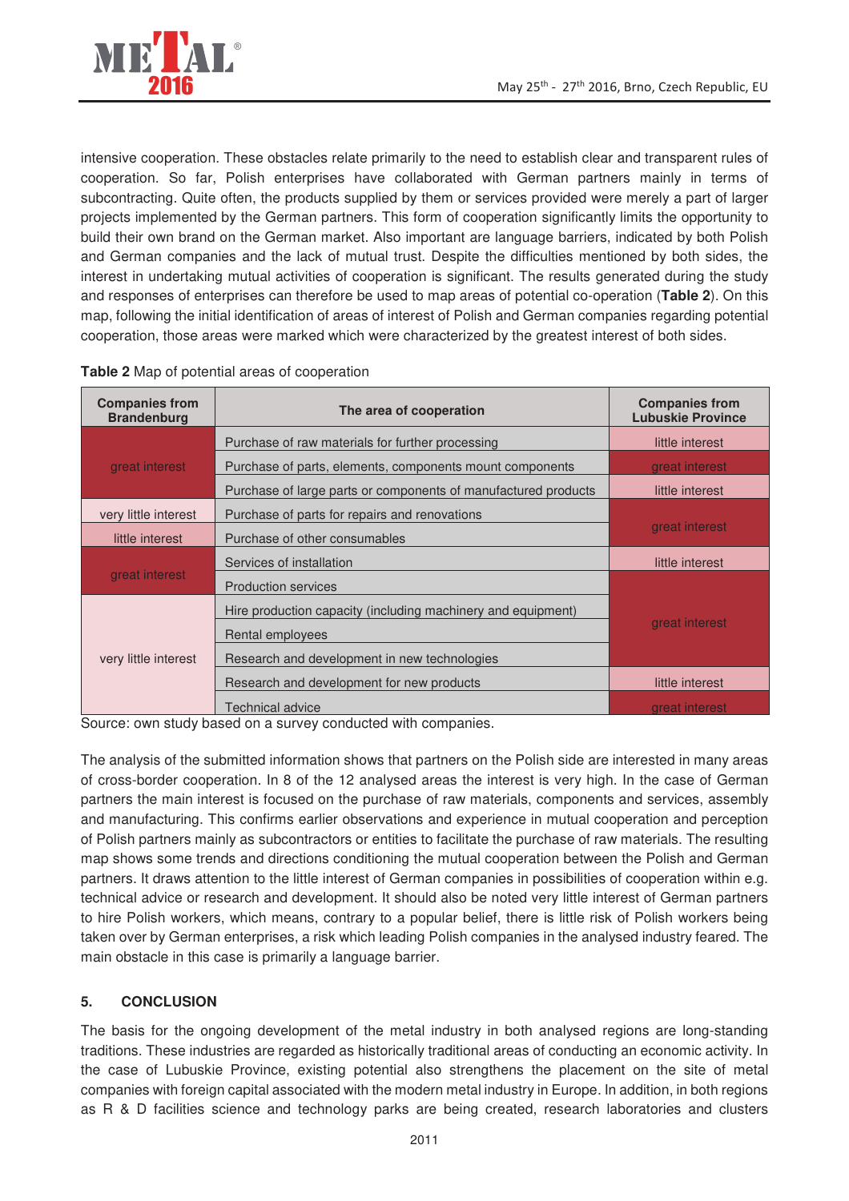intensive cooperation. These obstacles relate primarily to the need to establish clear and transparent rules of cooperation. So far, Polish enterprises have collaborated with German partners mainly in terms of subcontracting. Quite often, the products supplied by them or services provided were merely a part of larger projects implemented by the German partners. This form of cooperation significantly limits the opportunity to build their own brand on the German market. Also important are language barriers, indicated by both Polish and German companies and the lack of mutual trust. Despite the difficulties mentioned by both sides, the interest in undertaking mutual activities of cooperation is significant. The results generated during the study and responses of enterprises can therefore be used to map areas of potential co-operation (**Table 2**). On this map, following the initial identification of areas of interest of Polish and German companies regarding potential cooperation, those areas were marked which were characterized by the greatest interest of both sides.

**Table 2** Map of potential areas of cooperation

| Companies from Brandenburg | The area of cooperation | Companies from Lubuskie Province |
|---|---|---|
| great interest | Purchase of raw materials for further processing | little interest |
| great interest | Purchase of parts, elements, components mount components | great interest |
| great interest | Purchase of large parts or components of manufactured products | little interest |
| very little interest | Purchase of parts for repairs and renovations | great interest |
| little interest | Purchase of other consumables | great interest |
| great interest | Services of installation | little interest |
| great interest | Production services | great interest |
| very little interest | Hire production capacity (including machinery and equipment) | great interest |
| very little interest | Rental employees | great interest |
| very little interest | Research and development in new technologies | great interest |
| very little interest | Research and development for new products | little interest |
| very little interest | Technical advice | great interest |

Source: own study based on a survey conducted with companies.

The analysis of the submitted information shows that partners on the Polish side are interested in many areas of cross-border cooperation. In 8 of the 12 analysed areas the interest is very high. In the case of German partners the main interest is focused on the purchase of raw materials, components and services, assembly and manufacturing. This confirms earlier observations and experience in mutual cooperation and perception of Polish partners mainly as subcontractors or entities to facilitate the purchase of raw materials. The resulting map shows some trends and directions conditioning the mutual cooperation between the Polish and German partners. It draws attention to the little interest of German companies in possibilities of cooperation within e.g. technical advice or research and development. It should also be noted very little interest of German partners to hire Polish workers, which means, contrary to a popular belief, there is little risk of Polish workers being taken over by German enterprises, a risk which leading Polish companies in the analysed industry feared. The main obstacle in this case is primarily a language barrier.

## 5. CONCLUSION

The basis for the ongoing development of the metal industry in both analysed regions are long-standing traditions. These industries are regarded as historically traditional areas of conducting an economic activity. In the case of Lubuskie Province, existing potential also strengthens the placement on the site of metal companies with foreign capital associated with the modern metal industry in Europe. In addition, in both regions as R & D facilities science and technology parks are being created, research laboratories and clusters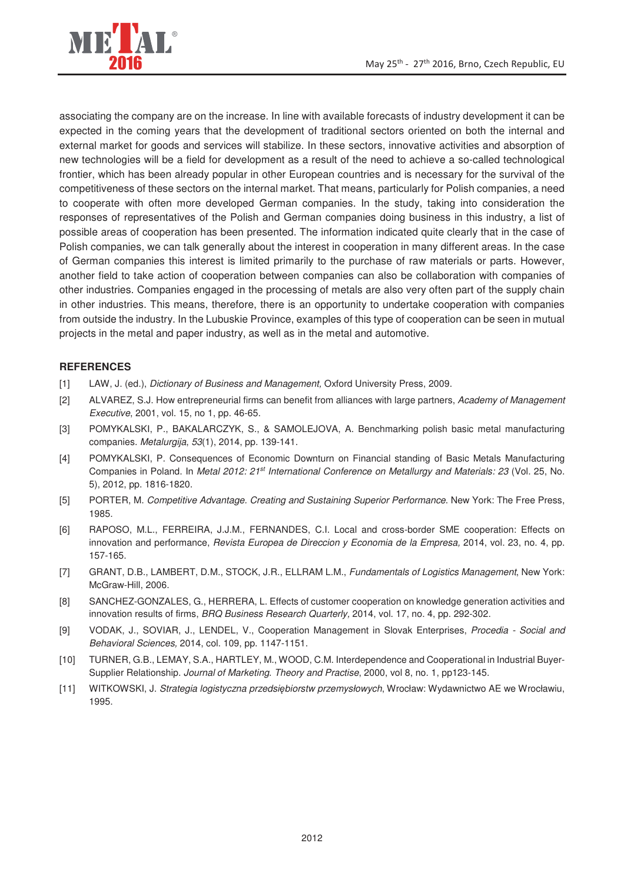associating the company are on the increase. In line with available forecasts of industry development it can be expected in the coming years that the development of traditional sectors oriented on both the internal and external market for goods and services will stabilize. In these sectors, innovative activities and absorption of new technologies will be a field for development as a result of the need to achieve a so-called technological frontier, which has been already popular in other European countries and is necessary for the survival of the competitiveness of these sectors on the internal market. That means, particularly for Polish companies, a need to cooperate with often more developed German companies. In the study, taking into consideration the responses of representatives of the Polish and German companies doing business in this industry, a list of possible areas of cooperation has been presented. The information indicated quite clearly that in the case of Polish companies, we can talk generally about the interest in cooperation in many different areas. In the case of German companies this interest is limited primarily to the purchase of raw materials or parts. However, another field to take action of cooperation between companies can also be collaboration with companies of other industries. Companies engaged in the processing of metals are also very often part of the supply chain in other industries. This means, therefore, there is an opportunity to undertake cooperation with companies from outside the industry. In the Lubuskie Province, examples of this type of cooperation can be seen in mutual projects in the metal and paper industry, as well as in the metal and automotive.

## REFERENCES

[1] LAW, J. (ed.), *Dictionary of Business and Management,* Oxford University Press, 2009.

[2] ALVAREZ, S.J. How entrepreneurial firms can benefit from alliances with large partners, *Academy of Management Executive*, 2001, vol. 15, no 1, pp. 46-65.

[3] POMYKALSKI, P., BAKALARCZYK, S., & SAMOLEJOVA, A. Benchmarking polish basic metal manufacturing companies. *Metalurgija*, *53*(1), 2014, pp. 139-141.

[4] POMYKALSKI, P. Consequences of Economic Downturn on Financial standing of Basic Metals Manufacturing Companies in Poland. In *Metal 2012: 21st International Conference on Metallurgy and Materials: 23* (Vol. 25, No. 5), 2012, pp. 1816-1820.

[5] PORTER, M. *Competitive Advantage. Creating and Sustaining Superior Performance*. New York: The Free Press, 1985.

[6] RAPOSO, M.L., FERREIRA, J.J.M., FERNANDES, C.I. Local and cross-border SME cooperation: Effects on innovation and performance, *Revista Europea de Direccion y Economia de la Empresa,* 2014, vol. 23, no. 4, pp. 157-165.

[7] GRANT, D.B., LAMBERT, D.M., STOCK, J.R., ELLRAM L.M., *Fundamentals of Logistics Management*, New York: McGraw-Hill, 2006.

[8] SANCHEZ-GONZALES, G., HERRERA, L. Effects of customer cooperation on knowledge generation activities and innovation results of firms, *BRQ Business Research Quarterly,* 2014, vol. 17, no. 4, pp. 292-302.

[9] VODAK, J., SOVIAR, J., LENDEL, V., Cooperation Management in Slovak Enterprises, *Procedia - Social and Behavioral Sciences,* 2014, col. 109, pp. 1147-1151.

[10] TURNER, G.B., LEMAY, S.A., HARTLEY, M., WOOD, C.M. Interdependence and Cooperational in Industrial Buyer-Supplier Relationship. *Journal of Marketing. Theory and Practise*, 2000, vol 8, no. 1, pp123-145.

[11] WITKOWSKI, J. *Strategia logistyczna przedsiębiorstw przemysłowych*, Wrocław: Wydawnictwo AE we Wrocławiu, 1995.